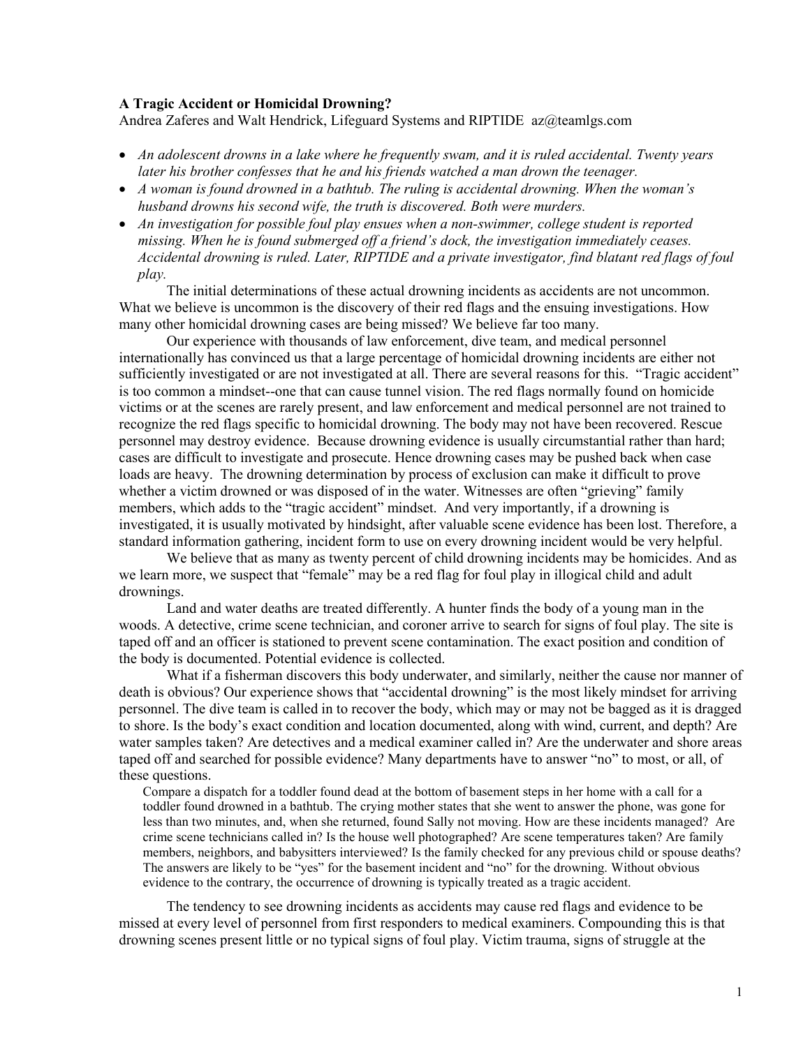**A Tragic Accident or Homicidal Drowning?**

Andrea Zaferes and Walt Hendrick, Lifeguard Systems and RIPTIDE az@teamlgs.com

- *An adolescent drowns in a lake where he frequently swam, and it is ruled accidental. Twenty years later his brother confesses that he and his friends watched a man drown the teenager.*
- *A woman is found drowned in a bathtub. The ruling is accidental drowning. When the woman's husband drowns his second wife, the truth is discovered. Both were murders.*
- *An investigation for possible foul play ensues when a non-swimmer, college student is reported missing. When he is found submerged off a friend's dock, the investigation immediately ceases. Accidental drowning is ruled. Later, RIPTIDE and a private investigator, find blatant red flags of foul play.*

The initial determinations of these actual drowning incidents as accidents are not uncommon. What we believe is uncommon is the discovery of their red flags and the ensuing investigations. How many other homicidal drowning cases are being missed? We believe far too many.

Our experience with thousands of law enforcement, dive team, and medical personnel internationally has convinced us that a large percentage of homicidal drowning incidents are either not sufficiently investigated or are not investigated at all. There are several reasons for this. "Tragic accident" is too common a mindset--one that can cause tunnel vision. The red flags normally found on homicide victims or at the scenes are rarely present, and law enforcement and medical personnel are not trained to recognize the red flags specific to homicidal drowning. The body may not have been recovered. Rescue personnel may destroy evidence. Because drowning evidence is usually circumstantial rather than hard; cases are difficult to investigate and prosecute. Hence drowning cases may be pushed back when case loads are heavy. The drowning determination by process of exclusion can make it difficult to prove whether a victim drowned or was disposed of in the water. Witnesses are often "grieving" family members, which adds to the "tragic accident" mindset. And very importantly, if a drowning is investigated, it is usually motivated by hindsight, after valuable scene evidence has been lost. Therefore, a standard information gathering, incident form to use on every drowning incident would be very helpful.

We believe that as many as twenty percent of child drowning incidents may be homicides. And as we learn more, we suspect that "female" may be a red flag for foul play in illogical child and adult drownings.

Land and water deaths are treated differently. A hunter finds the body of a young man in the woods. A detective, crime scene technician, and coroner arrive to search for signs of foul play. The site is taped off and an officer is stationed to prevent scene contamination. The exact position and condition of the body is documented. Potential evidence is collected.

What if a fisherman discovers this body underwater, and similarly, neither the cause nor manner of death is obvious? Our experience shows that "accidental drowning" is the most likely mindset for arriving personnel. The dive team is called in to recover the body, which may or may not be bagged as it is dragged to shore. Is the body's exact condition and location documented, along with wind, current, and depth? Are water samples taken? Are detectives and a medical examiner called in? Are the underwater and shore areas taped off and searched for possible evidence? Many departments have to answer "no" to most, or all, of these questions.

> Compare a dispatch for a toddler found dead at the bottom of basement steps in her home with a call for a toddler found drowned in a bathtub. The crying mother states that she went to answer the phone, was gone for less than two minutes, and, when she returned, found Sally not moving. How are these incidents managed? Are crime scene technicians called in? Is the house well photographed? Are scene temperatures taken? Are family members, neighbors, and babysitters interviewed? Is the family checked for any previous child or spouse deaths? The answers are likely to be "yes" for the basement incident and "no" for the drowning. Without obvious evidence to the contrary, the occurrence of drowning is typically treated as a tragic accident.

The tendency to see drowning incidents as accidents may cause red flags and evidence to be missed at every level of personnel from first responders to medical examiners. Compounding this is that drowning scenes present little or no typical signs of foul play. Victim trauma, signs of struggle at the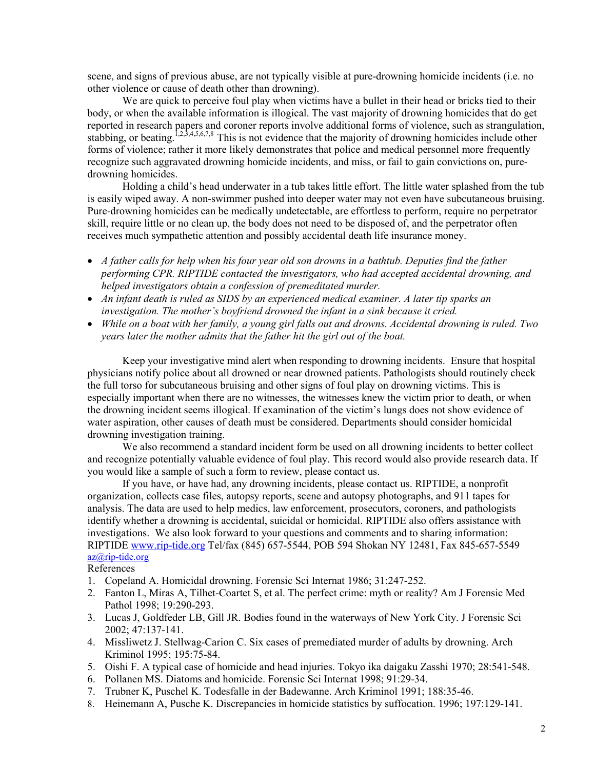scene, and signs of previous abuse, are not typically visible at pure-drowning homicide incidents (i.e. no other violence or cause of death other than drowning).

We are quick to perceive foul play when victims have a bullet in their head or bricks tied to their body, or when the available information is illogical. The vast majority of drowning homicides that do get reported in research papers and coroner reports involve additional forms of violence, such as strangulation, stabbing, or beating.[1,2,3,4,5,6,7,8] This is not evidence that the majority of drowning homicides include other forms of violence; rather it more likely demonstrates that police and medical personnel more frequently recognize such aggravated drowning homicide incidents, and miss, or fail to gain convictions on, pure-drowning homicides.

Holding a child's head underwater in a tub takes little effort. The little water splashed from the tub is easily wiped away. A non-swimmer pushed into deeper water may not even have subcutaneous bruising. Pure-drowning homicides can be medically undetectable, are effortless to perform, require no perpetrator skill, require little or no clean up, the body does not need to be disposed of, and the perpetrator often receives much sympathetic attention and possibly accidental death life insurance money.

- *A father calls for help when his four year old son drowns in a bathtub. Deputies find the father performing CPR. RIPTIDE contacted the investigators, who had accepted accidental drowning, and helped investigators obtain a confession of premeditated murder.*
- *An infant death is ruled as SIDS by an experienced medical examiner. A later tip sparks an investigation. The mother's boyfriend drowned the infant in a sink because it cried.*
- *While on a boat with her family, a young girl falls out and drowns. Accidental drowning is ruled. Two years later the mother admits that the father hit the girl out of the boat.*

Keep your investigative mind alert when responding to drowning incidents. Ensure that hospital physicians notify police about all drowned or near drowned patients. Pathologists should routinely check the full torso for subcutaneous bruising and other signs of foul play on drowning victims. This is especially important when there are no witnesses, the witnesses knew the victim prior to death, or when the drowning incident seems illogical. If examination of the victim's lungs does not show evidence of water aspiration, other causes of death must be considered. Departments should consider homicidal drowning investigation training.

We also recommend a standard incident form be used on all drowning incidents to better collect and recognize potentially valuable evidence of foul play. This record would also provide research data. If you would like a sample of such a form to review, please contact us.

If you have, or have had, any drowning incidents, please contact us. RIPTIDE, a nonprofit organization, collects case files, autopsy reports, scene and autopsy photographs, and 911 tapes for analysis. The data are used to help medics, law enforcement, prosecutors, coroners, and pathologists identify whether a drowning is accidental, suicidal or homicidal. RIPTIDE also offers assistance with investigations. We also look forward to your questions and comments and to sharing information: RIPTIDE www.rip-tide.org Tel/fax (845) 657-5544, POB 594 Shokan NY 12481, Fax 845-657-5549 az@rip-tide.org

References

1. Copeland A. Homicidal drowning. Forensic Sci Internat 1986; 31:247-252.
2. Fanton L, Miras A, Tilhet-Coartet S, et al. The perfect crime: myth or reality? Am J Forensic Med Pathol 1998; 19:290-293.
3. Lucas J, Goldfeder LB, Gill JR. Bodies found in the waterways of New York City. J Forensic Sci 2002; 47:137-141.
4. Missliwetz J. Stellwag-Carion C. Six cases of premediated murder of adults by drowning. Arch Kriminol 1995; 195:75-84.
5. Oishi F. A typical case of homicide and head injuries. Tokyo ika daigaku Zasshi 1970; 28:541-548.
6. Pollanen MS. Diatoms and homicide. Forensic Sci Internat 1998; 91:29-34.
7. Trubner K, Puschel K. Todesfalle in der Badewanne. Arch Kriminol 1991; 188:35-46.
8. Heinemann A, Pusche K. Discrepancies in homicide statistics by suffocation. 1996; 197:129-141.